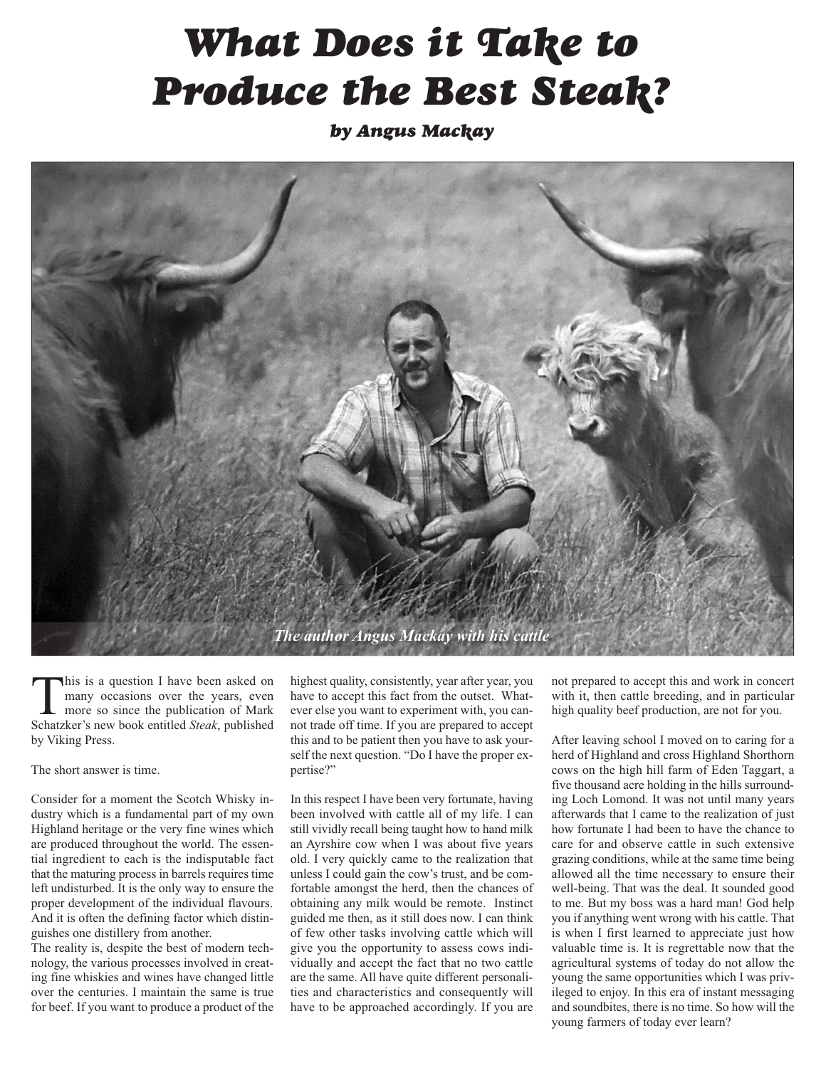# What Does it Take to Produce the Best Steak?

### *by Angus Mackay*

*The author Angus Mackay with his cattle*

This is a question I have been asked on many occasions over the years, even more so since the publication of Mark Schatzker's new book entitled *Steak*, published by Viking Press.

The short answer is time.

Consider for a moment the Scotch Whisky industry which is a fundamental part of my own Highland heritage or the very fine wines which are produced throughout the world. The essential ingredient to each is the indisputable fact that the maturing process in barrels requires time left undisturbed. It is the only way to ensure the proper development of the individual flavours. And it is often the defining factor which distinguishes one distillery from another.

The reality is, despite the best of modern technology, the various processes involved in creating fine whiskies and wines have changed little over the centuries. I maintain the same is true for beef. If you want to produce a product of the highest quality, consistently, year after year, you have to accept this fact from the outset. Whatever else you want to experiment with, you cannot trade off time. If you are prepared to accept this and to be patient then you have to ask yourself the next question. "Do I have the proper expertise?"

In this respect I have been very fortunate, having been involved with cattle all of my life. I can still vividly recall being taught how to hand milk an Ayrshire cow when I was about five years old. I very quickly came to the realization that unless I could gain the cow's trust, and be comfortable amongst the herd, then the chances of obtaining any milk would be remote. Instinct guided me then, as it still does now. I can think of few other tasks involving cattle which will give you the opportunity to assess cows individually and accept the fact that no two cattle are the same. All have quite different personalities and characteristics and consequently will have to be approached accordingly. If you are not prepared to accept this and work in concert with it, then cattle breeding, and in particular high quality beef production, are not for you.

After leaving school I moved on to caring for a herd of Highland and cross Highland Shorthorn cows on the high hill farm of Eden Taggart, a five thousand acre holding in the hills surrounding Loch Lomond. It was not until many years afterwards that I came to the realization of just how fortunate I had been to have the chance to care for and observe cattle in such extensive grazing conditions, while at the same time being allowed all the time necessary to ensure their well-being. That was the deal. It sounded good to me. But my boss was a hard man! God help you if anything went wrong with his cattle. That is when I first learned to appreciate just how valuable time is. It is regrettable now that the agricultural systems of today do not allow the young the same opportunities which I was privileged to enjoy. In this era of instant messaging and soundbites, there is no time. So how will the young farmers of today ever learn?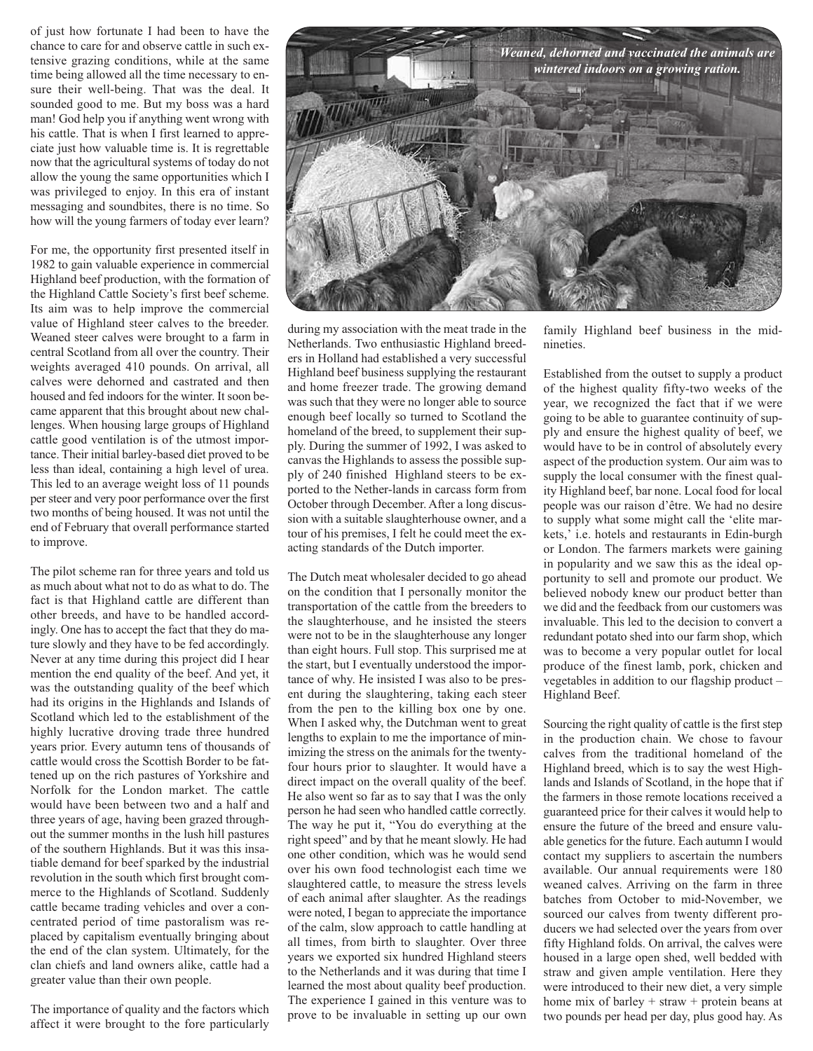of just how fortunate I had been to have the chance to care for and observe cattle in such extensive grazing conditions, while at the same time being allowed all the time necessary to ensure their well-being. That was the deal. It sounded good to me. But my boss was a hard man! God help you if anything went wrong with his cattle. That is when I first learned to appreciate just how valuable time is. It is regrettable now that the agricultural systems of today do not allow the young the same opportunities which I was privileged to enjoy. In this era of instant messaging and soundbites, there is no time. So how will the young farmers of today ever learn?

For me, the opportunity first presented itself in 1982 to gain valuable experience in commercial Highland beef production, with the formation of the Highland Cattle Society's first beef scheme. Its aim was to help improve the commercial value of Highland steer calves to the breeder. Weaned steer calves were brought to a farm in central Scotland from all over the country. Their weights averaged 410 pounds. On arrival, all calves were dehorned and castrated and then housed and fed indoors for the winter. It soon became apparent that this brought about new challenges. When housing large groups of Highland cattle good ventilation is of the utmost importance. Their initial barley-based diet proved to be less than ideal, containing a high level of urea. This led to an average weight loss of 11 pounds per steer and very poor performance over the first two months of being housed. It was not until the end of February that overall performance started to improve.

The pilot scheme ran for three years and told us as much about what not to do as what to do. The fact is that Highland cattle are different than other breeds, and have to be handled accordingly. One has to accept the fact that they do mature slowly and they have to be fed accordingly. Never at any time during this project did I hear mention the end quality of the beef. And yet, it was the outstanding quality of the beef which had its origins in the Highlands and Islands of Scotland which led to the establishment of the highly lucrative droving trade three hundred years prior. Every autumn tens of thousands of cattle would cross the Scottish Border to be fattened up on the rich pastures of Yorkshire and Norfolk for the London market. The cattle would have been between two and a half and three years of age, having been grazed throughout the summer months in the lush hill pastures of the southern Highlands. But it was this insatiable demand for beef sparked by the industrial revolution in the south which first brought commerce to the Highlands of Scotland. Suddenly cattle became trading vehicles and over a concentrated period of time pastoralism was replaced by capitalism eventually bringing about the end of the clan system. Ultimately, for the clan chiefs and land owners alike, cattle had a greater value than their own people.

The importance of quality and the factors which affect it were brought to the fore particularly during my association with the meat trade in the Netherlands. Two enthusiastic Highland breeders in Holland had established a very successful Highland beef business supplying the restaurant and home freezer trade. The growing demand was such that they were no longer able to source enough beef locally so turned to Scotland the homeland of the breed, to supplement their supply. During the summer of 1992, I was asked to canvas the Highlands to assess the possible supply of 240 finished Highland steers to be exported to the Nether-lands in carcass form from October through December. After a long discussion with a suitable slaughterhouse owner, and a tour of his premises, I felt he could meet the exacting standards of the Dutch importer.

*Weaned, dehorned and vaccinated the animals are wintered indoors on a growing ration.*

The Dutch meat wholesaler decided to go ahead on the condition that I personally monitor the transportation of the cattle from the breeders to the slaughterhouse, and he insisted the steers were not to be in the slaughterhouse any longer than eight hours. Full stop. This surprised me at the start, but I eventually understood the importance of why. He insisted I was also to be present during the slaughtering, taking each steer from the pen to the killing box one by one. When I asked why, the Dutchman went to great lengths to explain to me the importance of minimizing the stress on the animals for the twenty-four hours prior to slaughter. It would have a direct impact on the overall quality of the beef. He also went so far as to say that I was the only person he had seen who handled cattle correctly. The way he put it, "You do everything at the right speed" and by that he meant slowly. He had one other condition, which was he would send over his own food technologist each time we slaughtered cattle, to measure the stress levels of each animal after slaughter. As the readings were noted, I began to appreciate the importance of the calm, slow approach to cattle handling at all times, from birth to slaughter. Over three years we exported six hundred Highland steers to the Netherlands and it was during that time I learned the most about quality beef production. The experience I gained in this venture was to prove to be invaluable in setting up our own family Highland beef business in the mid-nineties.

Established from the outset to supply a product of the highest quality fifty-two weeks of the year, we recognized the fact that if we were going to be able to guarantee continuity of supply and ensure the highest quality of beef, we would have to be in control of absolutely every aspect of the production system. Our aim was to supply the local consumer with the finest quality Highland beef, bar none. Local food for local people was our raison d'être. We had no desire to supply what some might call the 'elite markets,' i.e. hotels and restaurants in Edin-burgh or London. The farmers markets were gaining in popularity and we saw this as the ideal opportunity to sell and promote our product. We believed nobody knew our product better than we did and the feedback from our customers was invaluable. This led to the decision to convert a redundant potato shed into our farm shop, which was to become a very popular outlet for local produce of the finest lamb, pork, chicken and vegetables in addition to our flagship product – Highland Beef.

Sourcing the right quality of cattle is the first step in the production chain. We chose to favour calves from the traditional homeland of the Highland breed, which is to say the west Highlands and Islands of Scotland, in the hope that if the farmers in those remote locations received a guaranteed price for their calves it would help to ensure the future of the breed and ensure valuable genetics for the future. Each autumn I would contact my suppliers to ascertain the numbers available. Our annual requirements were 180 weaned calves. Arriving on the farm in three batches from October to mid-November, we sourced our calves from twenty different producers we had selected over the years from over fifty Highland folds. On arrival, the calves were housed in a large open shed, well bedded with straw and given ample ventilation. Here they were introduced to their new diet, a very simple home mix of barley + straw + protein beans at two pounds per head per day, plus good hay. As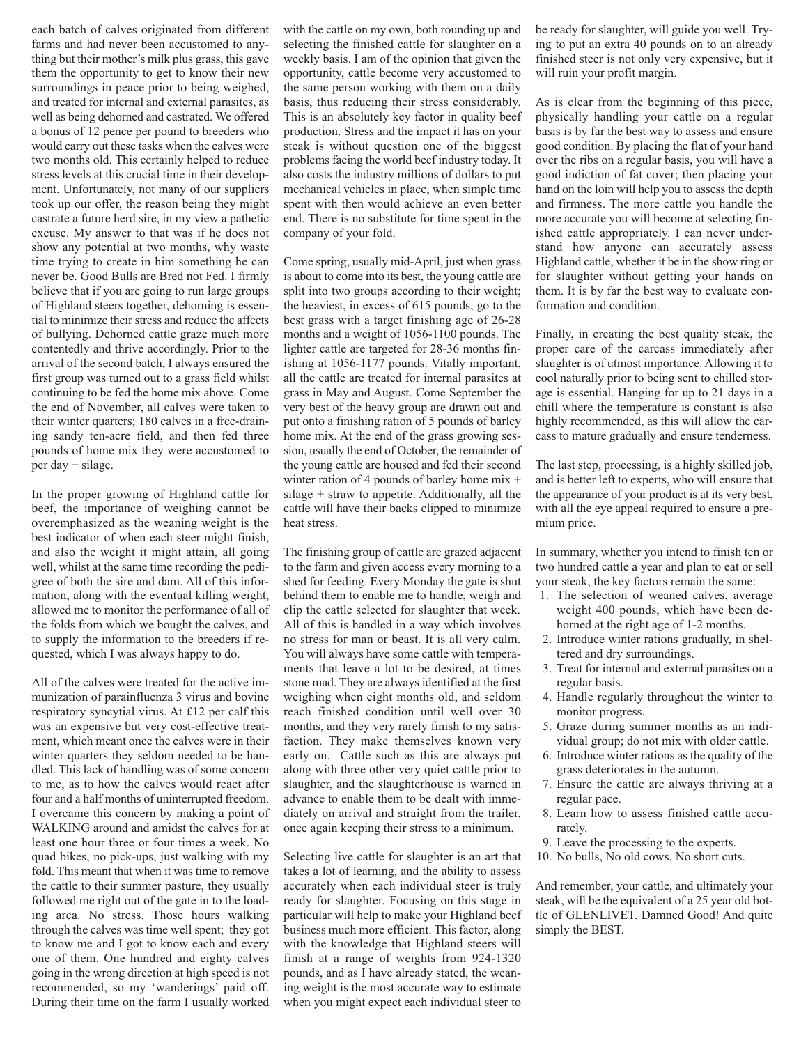each batch of calves originated from different farms and had never been accustomed to anything but their mother's milk plus grass, this gave them the opportunity to get to know their new surroundings in peace prior to being weighed, and treated for internal and external parasites, as well as being dehorned and castrated. We offered a bonus of 12 pence per pound to breeders who would carry out these tasks when the calves were two months old. This certainly helped to reduce stress levels at this crucial time in their development. Unfortunately, not many of our suppliers took up our offer, the reason being they might castrate a future herd sire, in my view a pathetic excuse. My answer to that was if he does not show any potential at two months, why waste time trying to create in him something he can never be. Good Bulls are Bred not Fed. I firmly believe that if you are going to run large groups of Highland steers together, dehorning is essential to minimize their stress and reduce the affects of bullying. Dehorned cattle graze much more contentedly and thrive accordingly. Prior to the arrival of the second batch, I always ensured the first group was turned out to a grass field whilst continuing to be fed the home mix above. Come the end of November, all calves were taken to their winter quarters; 180 calves in a free-draining sandy ten-acre field, and then fed three pounds of home mix they were accustomed to per day + silage.

In the proper growing of Highland cattle for beef, the importance of weighing cannot be overemphasized as the weaning weight is the best indicator of when each steer might finish, and also the weight it might attain, all going well, whilst at the same time recording the pedigree of both the sire and dam. All of this information, along with the eventual killing weight, allowed me to monitor the performance of all of the folds from which we bought the calves, and to supply the information to the breeders if requested, which I was always happy to do.

All of the calves were treated for the active immunization of parainfluenza 3 virus and bovine respiratory syncytial virus. At £12 per calf this was an expensive but very cost-effective treatment, which meant once the calves were in their winter quarters they seldom needed to be handled. This lack of handling was of some concern to me, as to how the calves would react after four and a half months of uninterrupted freedom. I overcame this concern by making a point of WALKING around and amidst the calves for at least one hour three or four times a week. No quad bikes, no pick-ups, just walking with my fold. This meant that when it was time to remove the cattle to their summer pasture, they usually followed me right out of the gate in to the loading area. No stress. Those hours walking through the calves was time well spent; they got to know me and I got to know each and every one of them. One hundred and eighty calves going in the wrong direction at high speed is not recommended, so my 'wanderings' paid off. During their time on the farm I usually worked with the cattle on my own, both rounding up and selecting the finished cattle for slaughter on a weekly basis. I am of the opinion that given the opportunity, cattle become very accustomed to the same person working with them on a daily basis, thus reducing their stress considerably. This is an absolutely key factor in quality beef production. Stress and the impact it has on your steak is without question one of the biggest problems facing the world beef industry today. It also costs the industry millions of dollars to put mechanical vehicles in place, when simple time spent with then would achieve an even better end. There is no substitute for time spent in the company of your fold.

Come spring, usually mid-April, just when grass is about to come into its best, the young cattle are split into two groups according to their weight; the heaviest, in excess of 615 pounds, go to the best grass with a target finishing age of 26-28 months and a weight of 1056-1100 pounds. The lighter cattle are targeted for 28-36 months finishing at 1056-1177 pounds. Vitally important, all the cattle are treated for internal parasites at grass in May and August. Come September the very best of the heavy group are drawn out and put onto a finishing ration of 5 pounds of barley home mix. At the end of the grass growing session, usually the end of October, the remainder of the young cattle are housed and fed their second winter ration of 4 pounds of barley home mix + silage + straw to appetite. Additionally, all the cattle will have their backs clipped to minimize heat stress.

The finishing group of cattle are grazed adjacent to the farm and given access every morning to a shed for feeding. Every Monday the gate is shut behind them to enable me to handle, weigh and clip the cattle selected for slaughter that week. All of this is handled in a way which involves no stress for man or beast. It is all very calm. You will always have some cattle with temperaments that leave a lot to be desired, at times stone mad. They are always identified at the first weighing when eight months old, and seldom reach finished condition until well over 30 months, and they very rarely finish to my satisfaction. They make themselves known very early on. Cattle such as this are always put along with three other very quiet cattle prior to slaughter, and the slaughterhouse is warned in advance to enable them to be dealt with immediately on arrival and straight from the trailer, once again keeping their stress to a minimum.

Selecting live cattle for slaughter is an art that takes a lot of learning, and the ability to assess accurately when each individual steer is truly ready for slaughter. Focusing on this stage in particular will help to make your Highland beef business much more efficient. This factor, along with the knowledge that Highland steers will finish at a range of weights from 924-1320 pounds, and as I have already stated, the weaning weight is the most accurate way to estimate when you might expect each individual steer to be ready for slaughter, will guide you well. Trying to put an extra 40 pounds on to an already finished steer is not only very expensive, but it will ruin your profit margin.

As is clear from the beginning of this piece, physically handling your cattle on a regular basis is by far the best way to assess and ensure good condition. By placing the flat of your hand over the ribs on a regular basis, you will have a good indiction of fat cover; then placing your hand on the loin will help you to assess the depth and firmness. The more cattle you handle the more accurate you will become at selecting finished cattle appropriately. I can never understand how anyone can accurately assess Highland cattle, whether it be in the show ring or for slaughter without getting your hands on them. It is by far the best way to evaluate conformation and condition.

Finally, in creating the best quality steak, the proper care of the carcass immediately after slaughter is of utmost importance. Allowing it to cool naturally prior to being sent to chilled storage is essential. Hanging for up to 21 days in a chill where the temperature is constant is also highly recommended, as this will allow the carcass to mature gradually and ensure tenderness.

The last step, processing, is a highly skilled job, and is better left to experts, who will ensure that the appearance of your product is at its very best, with all the eye appeal required to ensure a premium price.

In summary, whether you intend to finish ten or two hundred cattle a year and plan to eat or sell your steak, the key factors remain the same:

1. The selection of weaned calves, average weight 400 pounds, which have been dehorned at the right age of 1-2 months.
2. Introduce winter rations gradually, in sheltered and dry surroundings.
3. Treat for internal and external parasites on a regular basis.
4. Handle regularly throughout the winter to monitor progress.
5. Graze during summer months as an individual group; do not mix with older cattle.
6. Introduce winter rations as the quality of the grass deteriorates in the autumn.
7. Ensure the cattle are always thriving at a regular pace.
8. Learn how to assess finished cattle accurately.
9. Leave the processing to the experts.
10. No bulls, No old cows, No short cuts.

And remember, your cattle, and ultimately your steak, will be the equivalent of a 25 year old bottle of GLENLIVET. Damned Good! And quite simply the BEST.